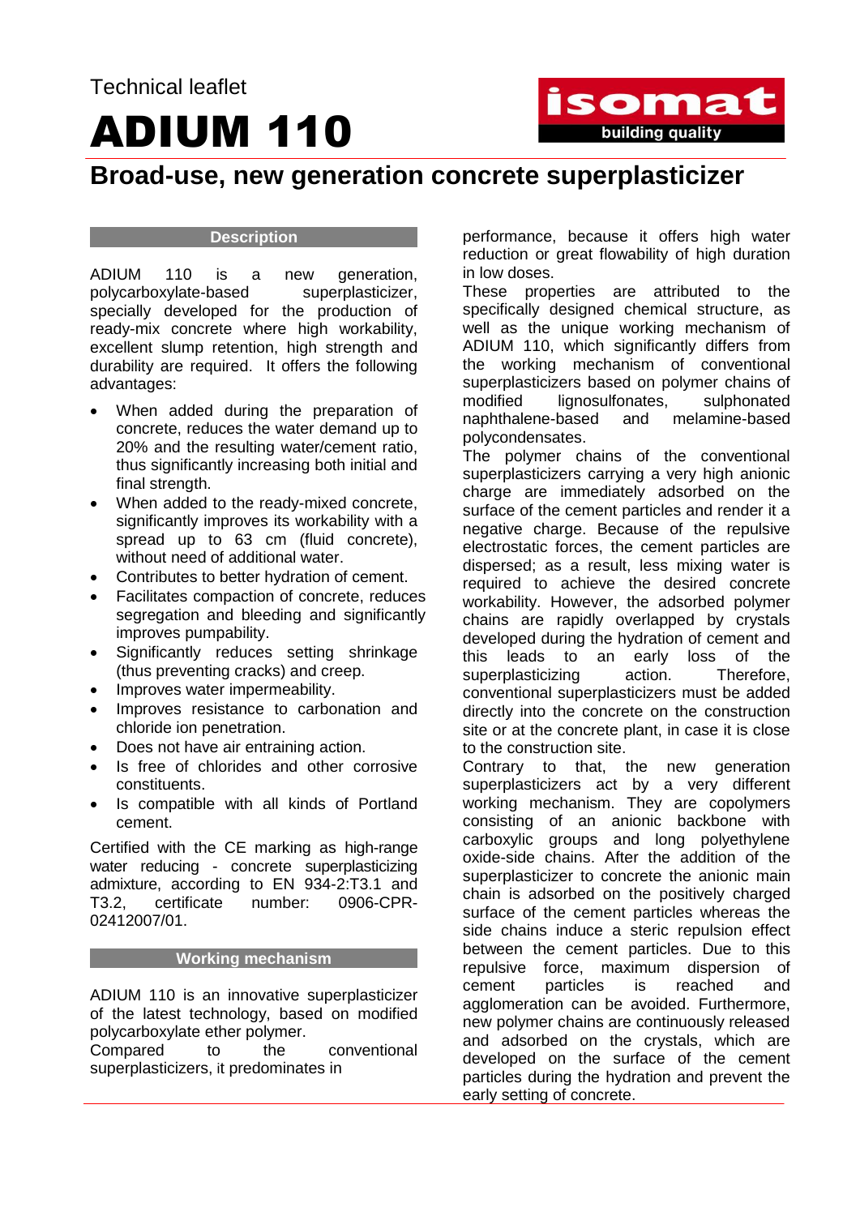Technical leaflet

# ADIUM 110

isomat
building quality

## Broad-use, new generation concrete superplasticizer

### Description

ADIUM 110 is a new generation, polycarboxylate-based superplasticizer, specially developed for the production of ready-mix concrete where high workability, excellent slump retention, high strength and durability are required. It offers the following advantages:

- When added during the preparation of concrete, reduces the water demand up to 20% and the resulting water/cement ratio, thus significantly increasing both initial and final strength.
- When added to the ready-mixed concrete, significantly improves its workability with a spread up to 63 cm (fluid concrete), without need of additional water.
- Contributes to better hydration of cement.
- Facilitates compaction of concrete, reduces segregation and bleeding and significantly improves pumpability.
- Significantly reduces setting shrinkage (thus preventing cracks) and creep.
- Improves water impermeability.
- Improves resistance to carbonation and chloride ion penetration.
- Does not have air entraining action.
- Is free of chlorides and other corrosive constituents.
- Is compatible with all kinds of Portland cement.

Certified with the CE marking as high-range water reducing - concrete superplasticizing admixture, according to EN 934-2:T3.1 and T3.2, certificate number: 0906-CPR-02412007/01.

### Working mechanism

ADIUM 110 is an innovative superplasticizer of the latest technology, based on modified polycarboxylate ether polymer.
Compared to the conventional superplasticizers, it predominates in performance, because it offers high water reduction or great flowability of high duration in low doses.
These properties are attributed to the specifically designed chemical structure, as well as the unique working mechanism of ADIUM 110, which significantly differs from the working mechanism of conventional superplasticizers based on polymer chains of modified lignosulfonates, sulphonated naphthalene-based and melamine-based polycondensates.
The polymer chains of the conventional superplasticizers carrying a very high anionic charge are immediately adsorbed on the surface of the cement particles and render it a negative charge. Because of the repulsive electrostatic forces, the cement particles are dispersed; as a result, less mixing water is required to achieve the desired concrete workability. However, the adsorbed polymer chains are rapidly overlapped by crystals developed during the hydration of cement and this leads to an early loss of the superplasticizing action. Therefore, conventional superplasticizers must be added directly into the concrete on the construction site or at the concrete plant, in case it is close to the construction site.
Contrary to that, the new generation superplasticizers act by a very different working mechanism. They are copolymers consisting of an anionic backbone with carboxylic groups and long polyethylene oxide-side chains. After the addition of the superplasticizer to concrete the anionic main chain is adsorbed on the positively charged surface of the cement particles whereas the side chains induce a steric repulsion effect between the cement particles. Due to this repulsive force, maximum dispersion of cement particles is reached and agglomeration can be avoided. Furthermore, new polymer chains are continuously released and adsorbed on the crystals, which are developed on the surface of the cement particles during the hydration and prevent the early setting of concrete.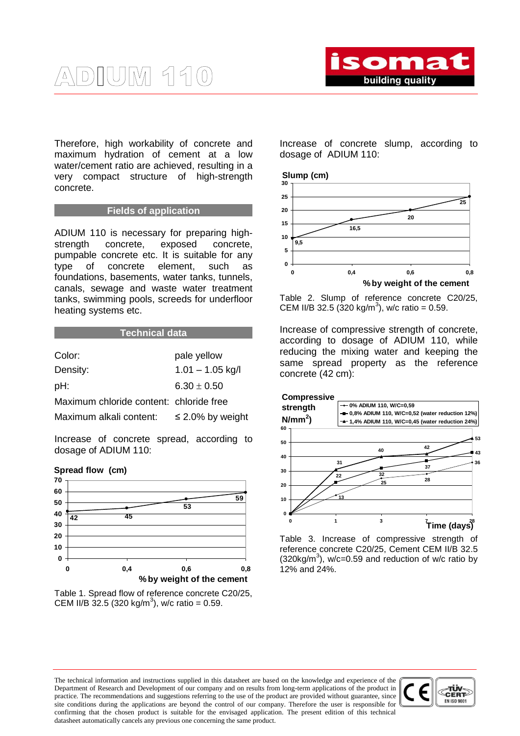Therefore, high workability of concrete and maximum hydration of cement at a low water/cement ratio are achieved, resulting in a very compact structure of high-strength concrete.

## Fields of application

ADIUM 110 is necessary for preparing high-strength concrete, exposed concrete, pumpable concrete etc. It is suitable for any type of concrete element, such as foundations, basements, water tanks, tunnels, canals, sewage and waste water treatment tanks, swimming pools, screeds for underfloor heating systems etc.

## Technical data

| | |
|---|---|
| Color: | pale yellow |
| Density: | 1.01 – 1.05 kg/l |
| pH: | 6.30 ± 0.50 |
| Maximum chloride content: | chloride free |
| Maximum alkali content: | ≤ 2.0% by weight |

Increase of concrete spread, according to dosage of ADIUM 110:

| % by weight of the cement | 0 | 0,4 | 0,6 | 0,8 |
|---|---|---|---|---|
| Spread flow (cm) | 42 | 45 | 53 | 59 |

Table 1. Spread flow of reference concrete C20/25, CEM II/B 32.5 (320 kg/m$^3$), w/c ratio = 0.59.

Increase of concrete slump, according to dosage of ADIUM 110:

| % by weight of the cement | 0 | 0,4 | 0,6 | 0,8 |
|---|---|---|---|---|
| Slump (cm) | 9,5 | 16,5 | 20 | 25 |

Table 2. Slump of reference concrete C20/25, CEM II/B 32.5 (320 kg/m$^3$), w/c ratio = 0.59.

Increase of compressive strength of concrete, according to dosage of ADIUM 110, while reducing the mixing water and keeping the same spread property as the reference concrete (42 cm):

| Compressive strength (N/mm$^2$) / Time (days) | 1 | 3 | 7 | 28 |
|---|---|---|---|---|
| 0% ADIUM 110, W/C=0,59 | 13 | 25 | 28 | 36 |
| 0,8% ADIUM 110, W/C=0,52 (water reduction 12%) | 22 | 32 | 37 | 43 |
| 1,4% ADIUM 110, W/C=0,45 (water reduction 24%) | 31 | 40 | 42 | 53 |

Table 3. Increase of compressive strength of reference concrete C20/25, Cement CEM II/B 32.5 (320kg/m$^3$), w/c=0.59 and reduction of w/c ratio by 12% and 24%.

The technical information and instructions supplied in this datasheet are based on the knowledge and experience of the Department of Research and Development of our company and on results from long-term applications of the product in practice. The recommendations and suggestions referring to the use of the product are provided without guarantee, since site conditions during the applications are beyond the control of our company. Therefore the user is responsible for confirming that the chosen product is suitable for the envisaged application. The present edition of this technical datasheet automatically cancels any previous one concerning the same product.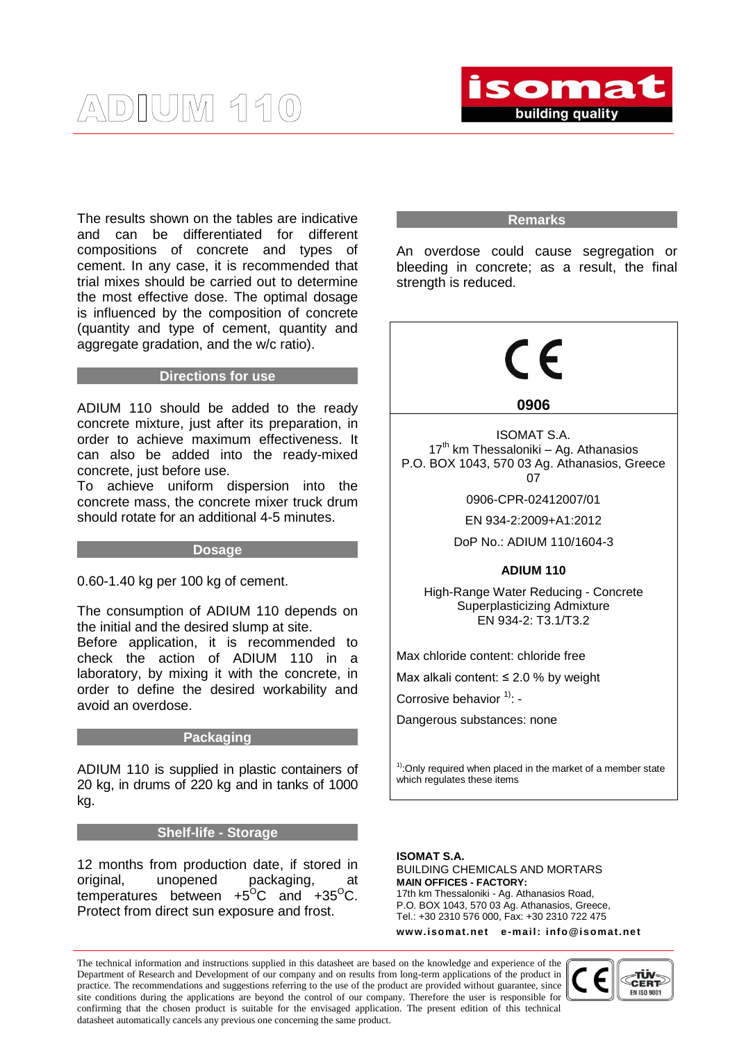The results shown on the tables are indicative and can be differentiated for different compositions of concrete and types of cement. In any case, it is recommended that trial mixes should be carried out to determine the most effective dose. The optimal dosage is influenced by the composition of concrete (quantity and type of cement, quantity and aggregate gradation, and the w/c ratio).

## Directions for use

ADIUM 110 should be added to the ready concrete mixture, just after its preparation, in order to achieve maximum effectiveness. It can also be added into the ready-mixed concrete, just before use.
To achieve uniform dispersion into the concrete mass, the concrete mixer truck drum should rotate for an additional 4-5 minutes.

## Dosage

0.60-1.40 kg per 100 kg of cement.

The consumption of ADIUM 110 depends on the initial and the desired slump at site.
Before application, it is recommended to check the action of ADIUM 110 in a laboratory, by mixing it with the concrete, in order to define the desired workability and avoid an overdose.

## Packaging

ADIUM 110 is supplied in plastic containers of 20 kg, in drums of 220 kg and in tanks of 1000 kg.

## Shelf-life - Storage

12 months from production date, if stored in original, unopened packaging, at temperatures between +5°C and +35°C. Protect from direct sun exposure and frost.

## Remarks

An overdose could cause segregation or bleeding in concrete; as a result, the final strength is reduced.

CE

**0906**

ISOMAT S.A.
17th km Thessaloniki – Ag. Athanasios
P.O. BOX 1043, 570 03 Ag. Athanasios, Greece
07

0906-CPR-02412007/01

EN 934-2:2009+A1:2012

DoP No.: ADIUM 110/1604-3

**ADIUM 110**

High-Range Water Reducing - Concrete Superplasticizing Admixture
EN 934-2: T3.1/T3.2

Max chloride content: chloride free

Max alkali content: ≤ 2.0 % by weight

Corrosive behavior [1]: -

Dangerous substances: none

[1]:Only required when placed in the market of a member state which regulates these items

**ISOMAT S.A.**
BUILDING CHEMICALS AND MORTARS
**MAIN OFFICES - FACTORY:**
17th km Thessaloniki - Ag. Athanasios Road,
P.O. BOX 1043, 570 03 Ag. Athanasios, Greece,
Tel.: +30 2310 576 000, Fax: +30 2310 722 475
**www.isomat.net e-mail: info@isomat.net**

The technical information and instructions supplied in this datasheet are based on the knowledge and experience of the Department of Research and Development of our company and on results from long-term applications of the product in practice. The recommendations and suggestions referring to the use of the product are provided without guarantee, since site conditions during the applications are beyond the control of our company. Therefore the user is responsible for confirming that the chosen product is suitable for the envisaged application. The present edition of this technical datasheet automatically cancels any previous one concerning the same product.